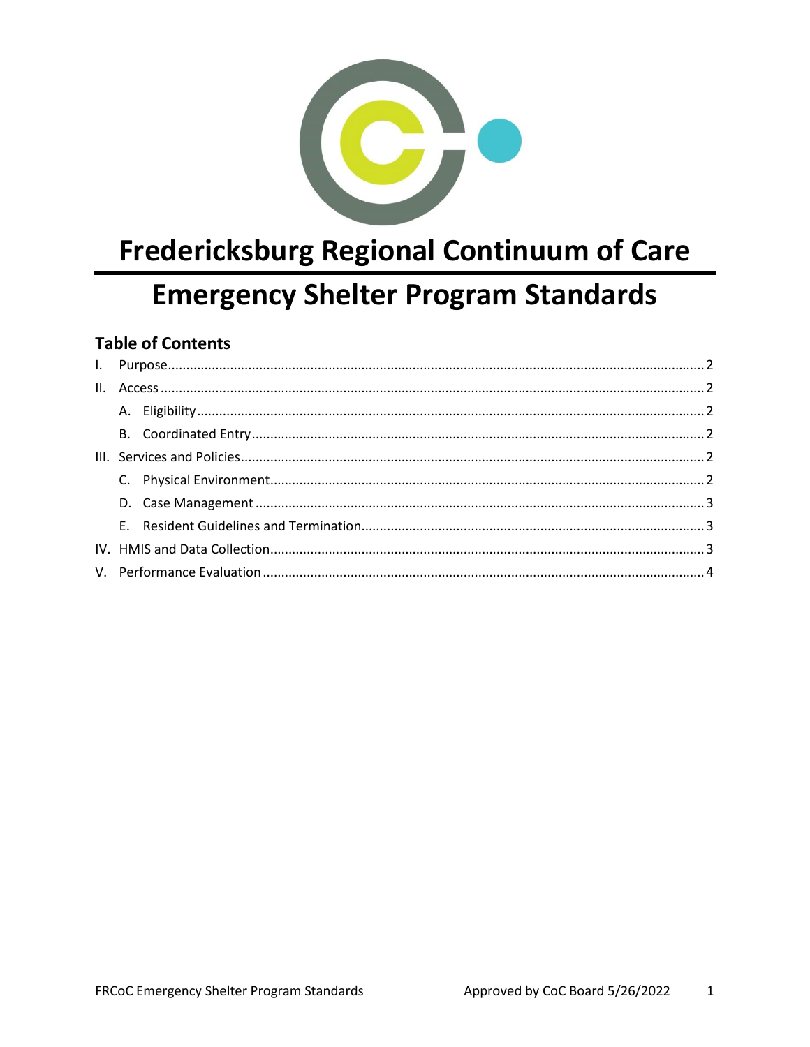# Fredericksburg Regional Continuum of Care

# Emergency Shelter Program Standards

## Table of Contents

I. Purpose.................................................................................................................................2

II. Access...................................................................................................................................2

- A. Eligibility.........................................................................................................................2
- B. Coordinated Entry..........................................................................................................2

III. Services and Policies.............................................................................................................2

- C. Physical Environment.....................................................................................................2
- D. Case Management..........................................................................................................3
- E. Resident Guidelines and Termination............................................................................3

IV. HMIS and Data Collection.....................................................................................................3

V. Performance Evaluation........................................................................................................4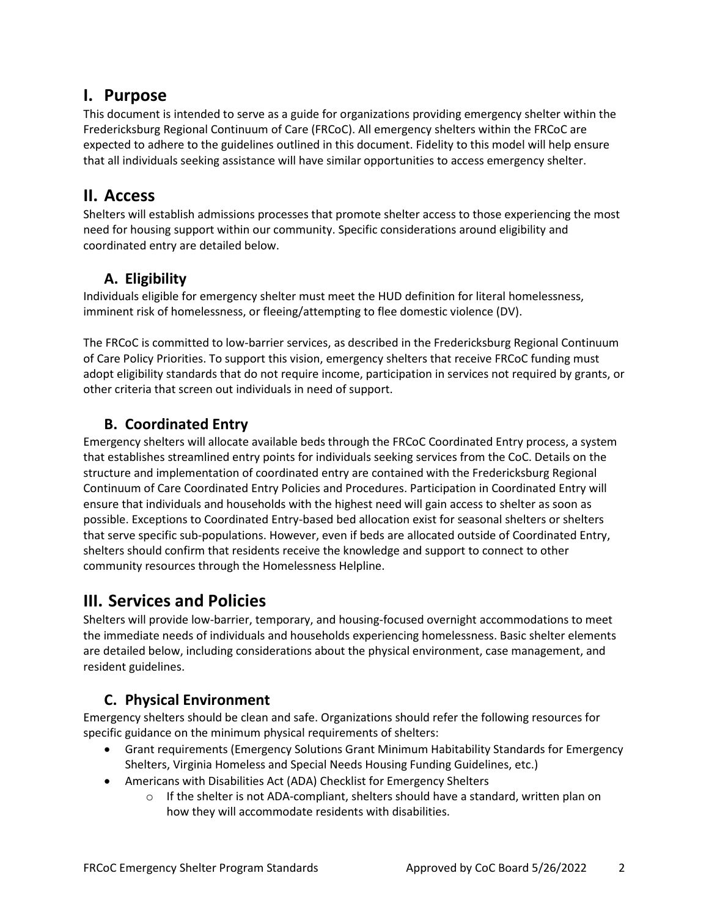## I. Purpose

This document is intended to serve as a guide for organizations providing emergency shelter within the Fredericksburg Regional Continuum of Care (FRCoC). All emergency shelters within the FRCoC are expected to adhere to the guidelines outlined in this document. Fidelity to this model will help ensure that all individuals seeking assistance will have similar opportunities to access emergency shelter.

## II. Access

Shelters will establish admissions processes that promote shelter access to those experiencing the most need for housing support within our community. Specific considerations around eligibility and coordinated entry are detailed below.

### A. Eligibility

Individuals eligible for emergency shelter must meet the HUD definition for literal homelessness, imminent risk of homelessness, or fleeing/attempting to flee domestic violence (DV).

The FRCoC is committed to low-barrier services, as described in the Fredericksburg Regional Continuum of Care Policy Priorities. To support this vision, emergency shelters that receive FRCoC funding must adopt eligibility standards that do not require income, participation in services not required by grants, or other criteria that screen out individuals in need of support.

### B. Coordinated Entry

Emergency shelters will allocate available beds through the FRCoC Coordinated Entry process, a system that establishes streamlined entry points for individuals seeking services from the CoC. Details on the structure and implementation of coordinated entry are contained with the Fredericksburg Regional Continuum of Care Coordinated Entry Policies and Procedures. Participation in Coordinated Entry will ensure that individuals and households with the highest need will gain access to shelter as soon as possible. Exceptions to Coordinated Entry-based bed allocation exist for seasonal shelters or shelters that serve specific sub-populations. However, even if beds are allocated outside of Coordinated Entry, shelters should confirm that residents receive the knowledge and support to connect to other community resources through the Homelessness Helpline.

## III. Services and Policies

Shelters will provide low-barrier, temporary, and housing-focused overnight accommodations to meet the immediate needs of individuals and households experiencing homelessness. Basic shelter elements are detailed below, including considerations about the physical environment, case management, and resident guidelines.

### C. Physical Environment

Emergency shelters should be clean and safe. Organizations should refer the following resources for specific guidance on the minimum physical requirements of shelters:

- Grant requirements (Emergency Solutions Grant Minimum Habitability Standards for Emergency Shelters, Virginia Homeless and Special Needs Housing Funding Guidelines, etc.)
- Americans with Disabilities Act (ADA) Checklist for Emergency Shelters
  - If the shelter is not ADA-compliant, shelters should have a standard, written plan on how they will accommodate residents with disabilities.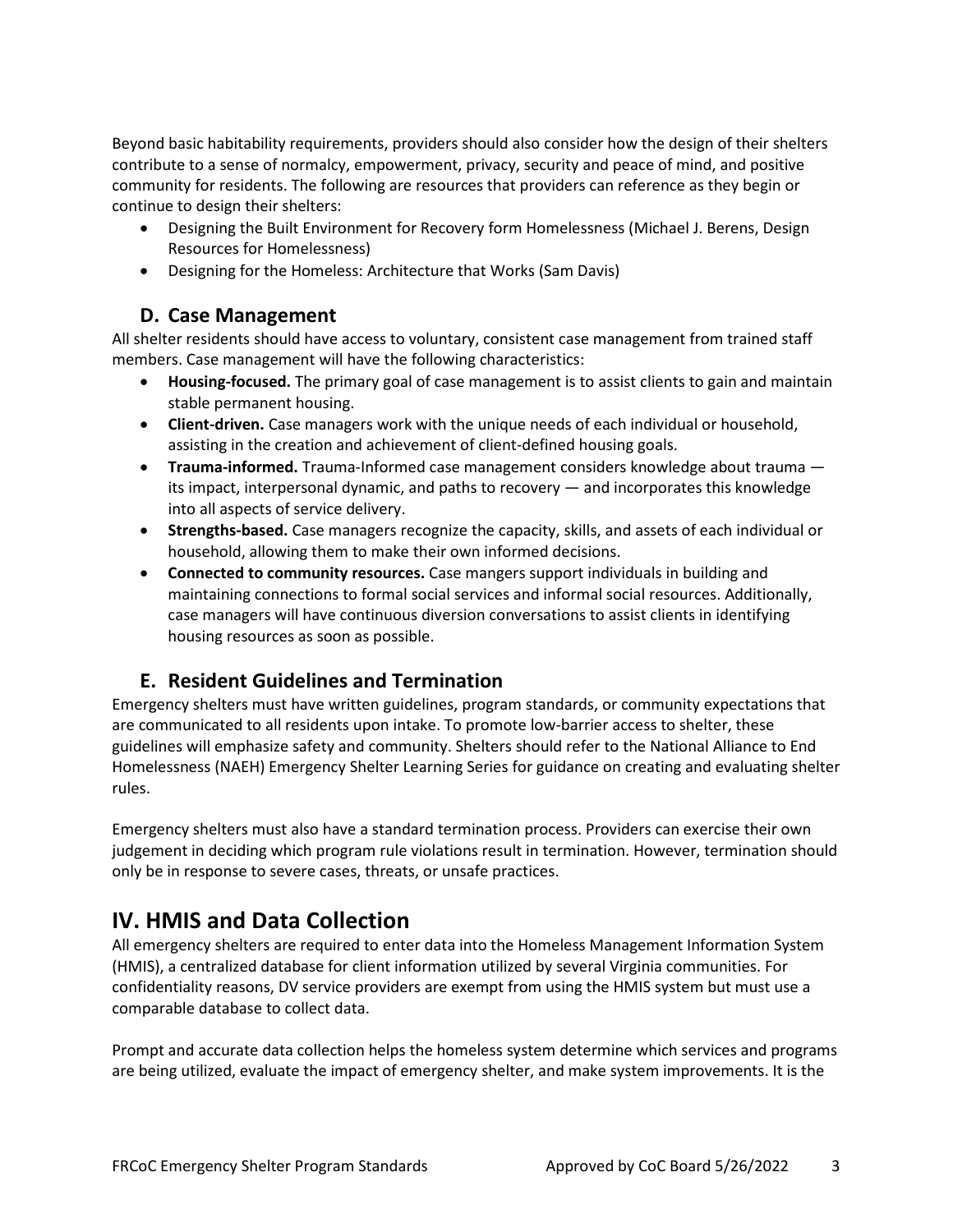Beyond basic habitability requirements, providers should also consider how the design of their shelters contribute to a sense of normalcy, empowerment, privacy, security and peace of mind, and positive community for residents. The following are resources that providers can reference as they begin or continue to design their shelters:

- Designing the Built Environment for Recovery form Homelessness (Michael J. Berens, Design Resources for Homelessness)
- Designing for the Homeless: Architecture that Works (Sam Davis)

### D. Case Management

All shelter residents should have access to voluntary, consistent case management from trained staff members. Case management will have the following characteristics:

- **Housing-focused.** The primary goal of case management is to assist clients to gain and maintain stable permanent housing.
- **Client-driven.** Case managers work with the unique needs of each individual or household, assisting in the creation and achievement of client-defined housing goals.
- **Trauma-informed.** Trauma-Informed case management considers knowledge about trauma — its impact, interpersonal dynamic, and paths to recovery — and incorporates this knowledge into all aspects of service delivery.
- **Strengths-based.** Case managers recognize the capacity, skills, and assets of each individual or household, allowing them to make their own informed decisions.
- **Connected to community resources.** Case mangers support individuals in building and maintaining connections to formal social services and informal social resources. Additionally, case managers will have continuous diversion conversations to assist clients in identifying housing resources as soon as possible.

### E. Resident Guidelines and Termination

Emergency shelters must have written guidelines, program standards, or community expectations that are communicated to all residents upon intake. To promote low-barrier access to shelter, these guidelines will emphasize safety and community. Shelters should refer to the National Alliance to End Homelessness (NAEH) Emergency Shelter Learning Series for guidance on creating and evaluating shelter rules.

Emergency shelters must also have a standard termination process. Providers can exercise their own judgement in deciding which program rule violations result in termination. However, termination should only be in response to severe cases, threats, or unsafe practices.

## IV. HMIS and Data Collection

All emergency shelters are required to enter data into the Homeless Management Information System (HMIS), a centralized database for client information utilized by several Virginia communities. For confidentiality reasons, DV service providers are exempt from using the HMIS system but must use a comparable database to collect data.

Prompt and accurate data collection helps the homeless system determine which services and programs are being utilized, evaluate the impact of emergency shelter, and make system improvements. It is the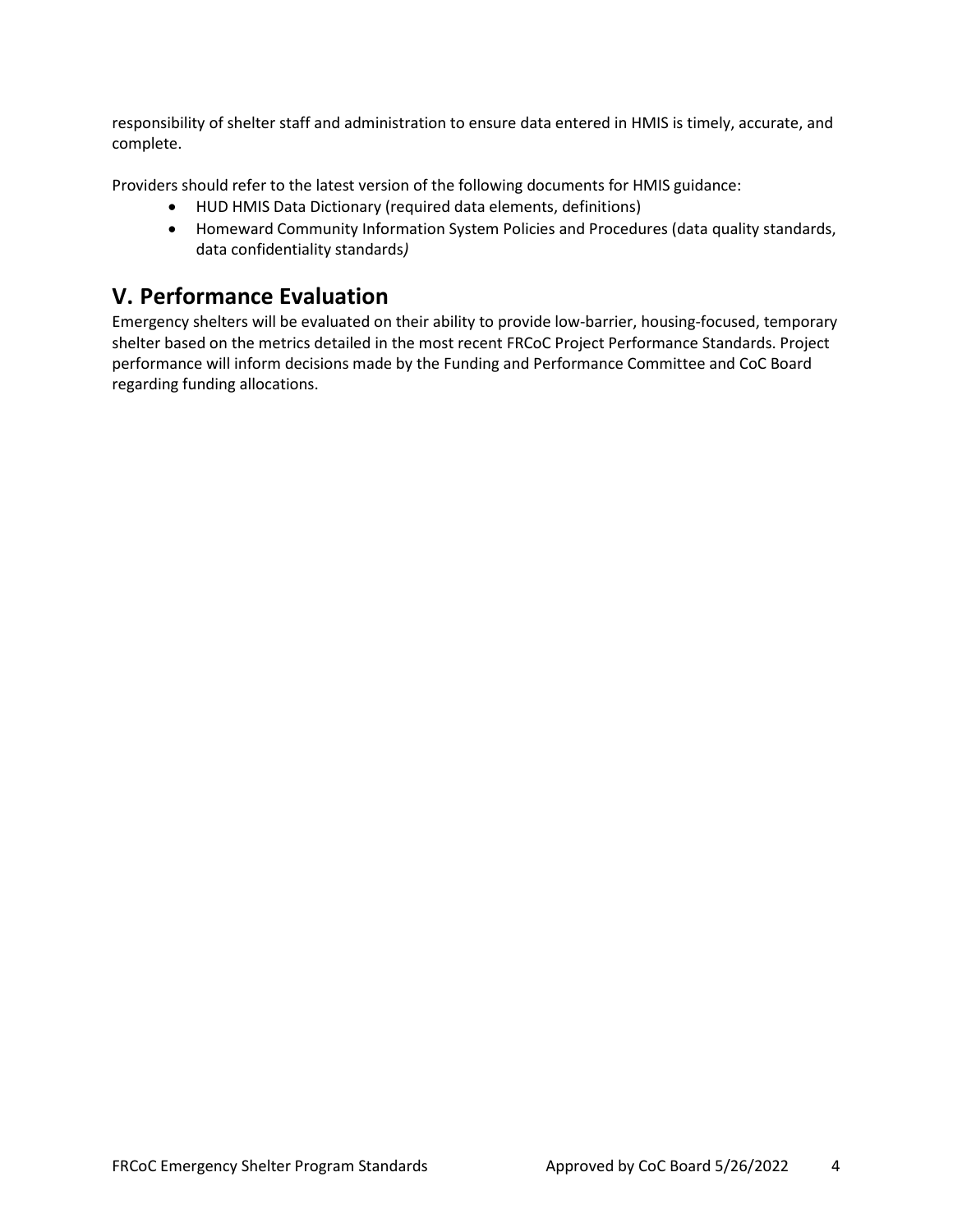responsibility of shelter staff and administration to ensure data entered in HMIS is timely, accurate, and complete.

Providers should refer to the latest version of the following documents for HMIS guidance:

- HUD HMIS Data Dictionary (required data elements, definitions)
- Homeward Community Information System Policies and Procedures (data quality standards, data confidentiality standards)

## V. Performance Evaluation

Emergency shelters will be evaluated on their ability to provide low-barrier, housing-focused, temporary shelter based on the metrics detailed in the most recent FRCoC Project Performance Standards. Project performance will inform decisions made by the Funding and Performance Committee and CoC Board regarding funding allocations.